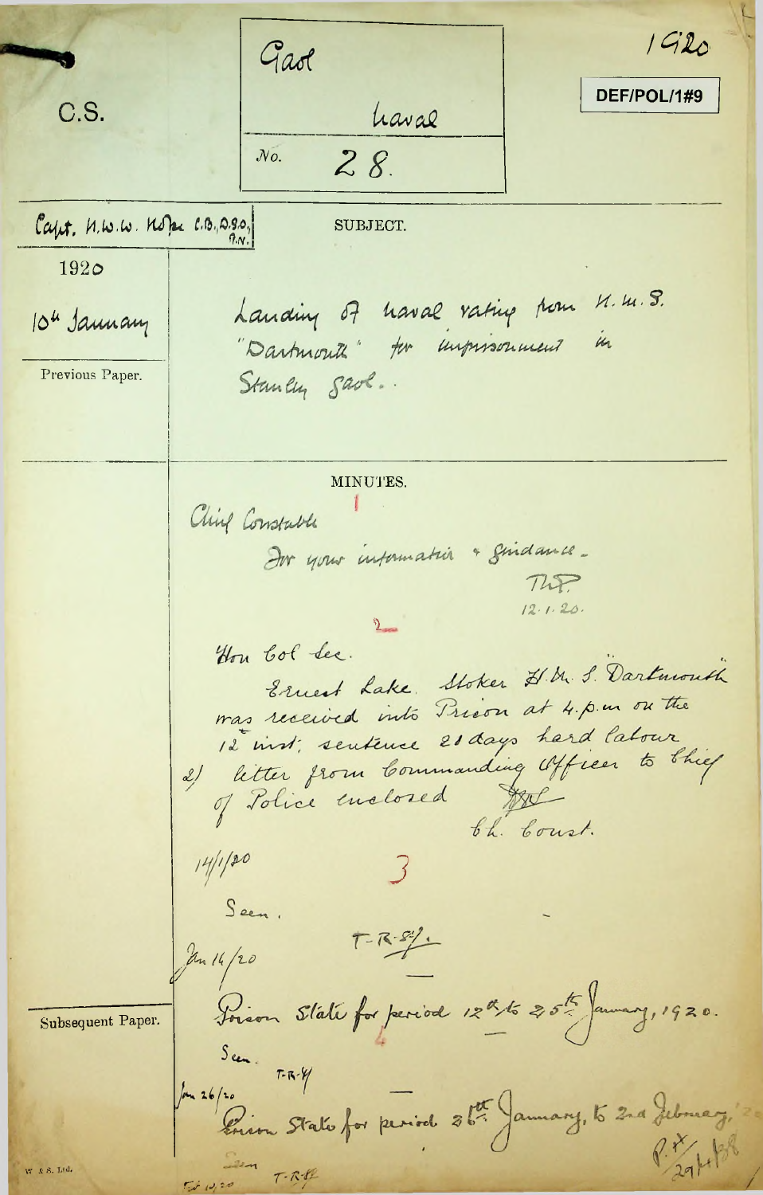C.S.

Gaol

Naval

No. 28.

1920

DEF/POL/1#9

Capt. H.W.W. Hope C.B., D.S.O., R.N.

SUBJECT.

1920

10th January

Landing of naval rating from H.M.S. "Dartmouth" for imprisonment in Stanley Gaol.

Previous Paper.

MINUTES.

1

Chief Constable

For your information & guidance.

T.H.P.
12.1.20.

2

Hon Col Sec.

Ernest Lake Stoker H.M.S. "Dartmouth" was received into Prison at 4.p.m on the 12 inst; sentence 21 days hard labour

2) letter from Commanding Officer to Chief of Police enclosed

Ch. Const.

14/1/20

3

Seen.

T.R.St.J.

Jan 16/20

Subsequent Paper.

Prison State for period 12th to 25th January, 1920.

4

Seen.

T.R.St.J.

Jan 26/20

Prison State for period 26th January, to 2nd February, 1920

Seen

T.R.St.J.

Feb 10/20

P.R.
29/4/38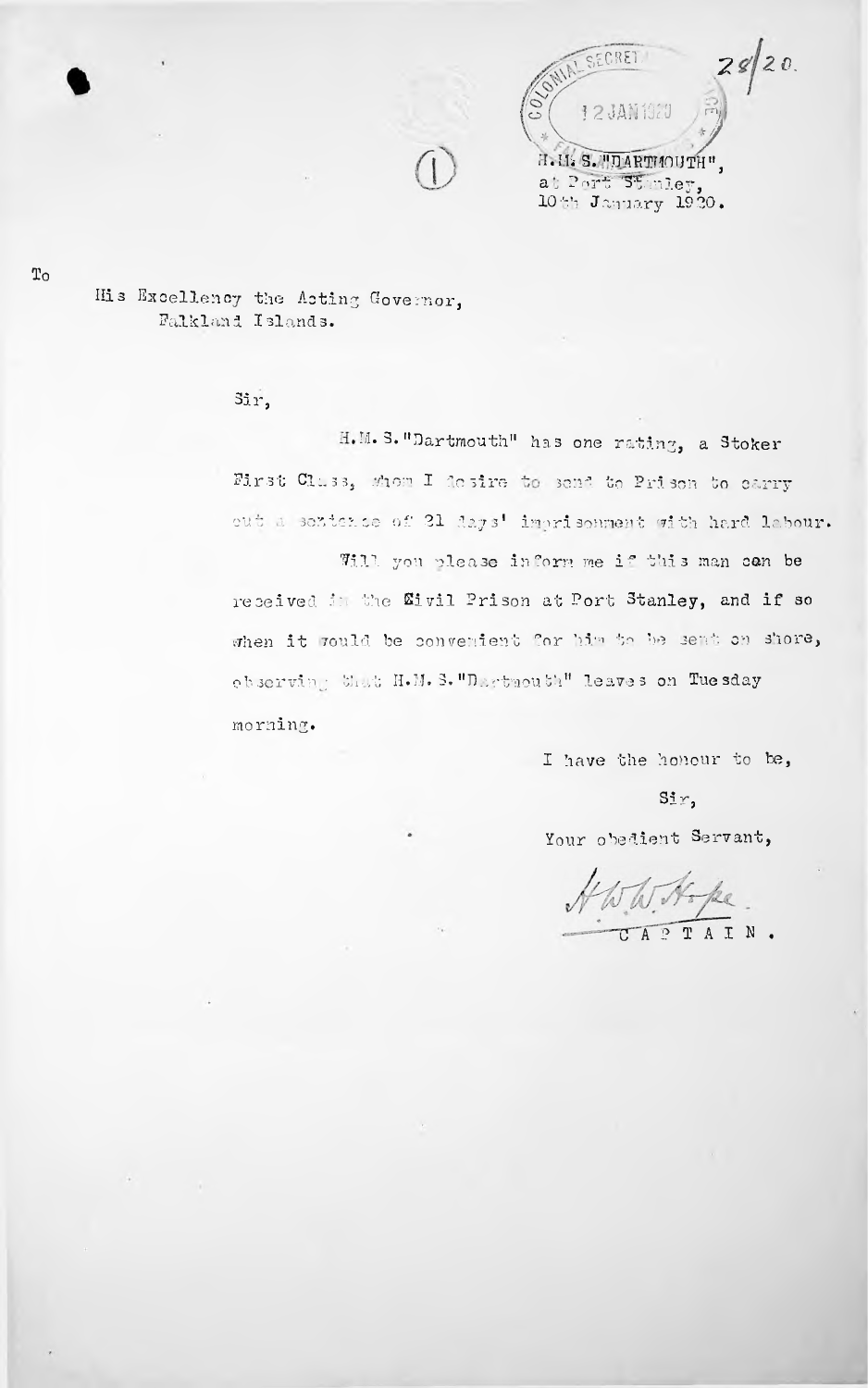COLONIAL SECRETARY 12 JAN 1920 FALKLAND ISLANDS

28/20.

(1)

H.M.S. "DARTMOUTH",
at Port Stanley,
10th January 1920.

To

His Excellency the Acting Governor,
Falkland Islands.

Sir,

H.M.S. "Dartmouth" has one rating, a Stoker First Class, whom I desire to send to Prison to carry out a sentence of 21 days' imprisonment with hard labour.

Will you please inform me if this man can be received in the Civil Prison at Port Stanley, and if so when it would be convenient for him to be sent on shore, observing that H.M.S. "Dartmouth" leaves on Tuesday morning.

I have the honour to be,

Sir,

Your obedient Servant,

H.W.W. Hope

CAPTAIN.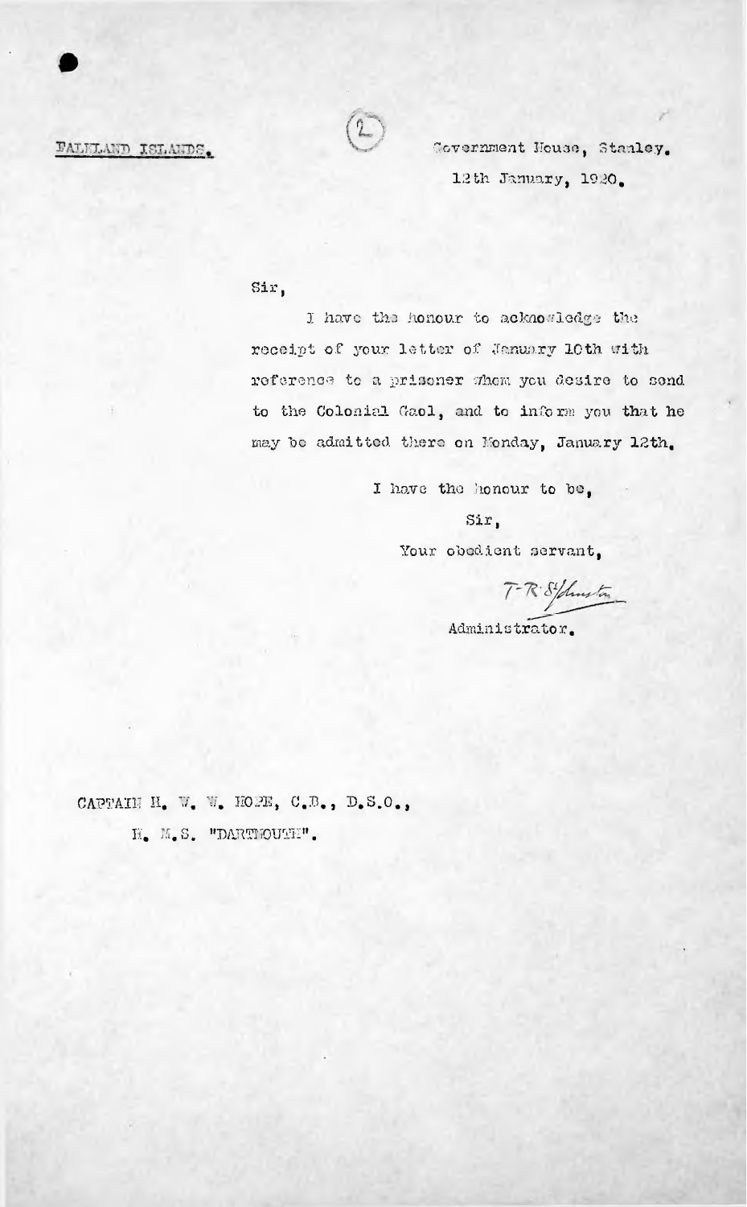FALKLAND ISLANDS.

(2)

Government House, Stanley.
12th January, 1920.

Sir,

I have the honour to acknowledge the receipt of your letter of January 10th with reference to a prisoner whom you desire to send to the Colonial Gaol, and to inform you that he may be admitted there on Monday, January 12th.

I have the honour to be,

Sir,

Your obedient servant,

T R St Johnston

Administrator.

CAPTAIN H. W. W. HOPE, C.B., D.S.O.,
H. M.S. "DARTMOUTH".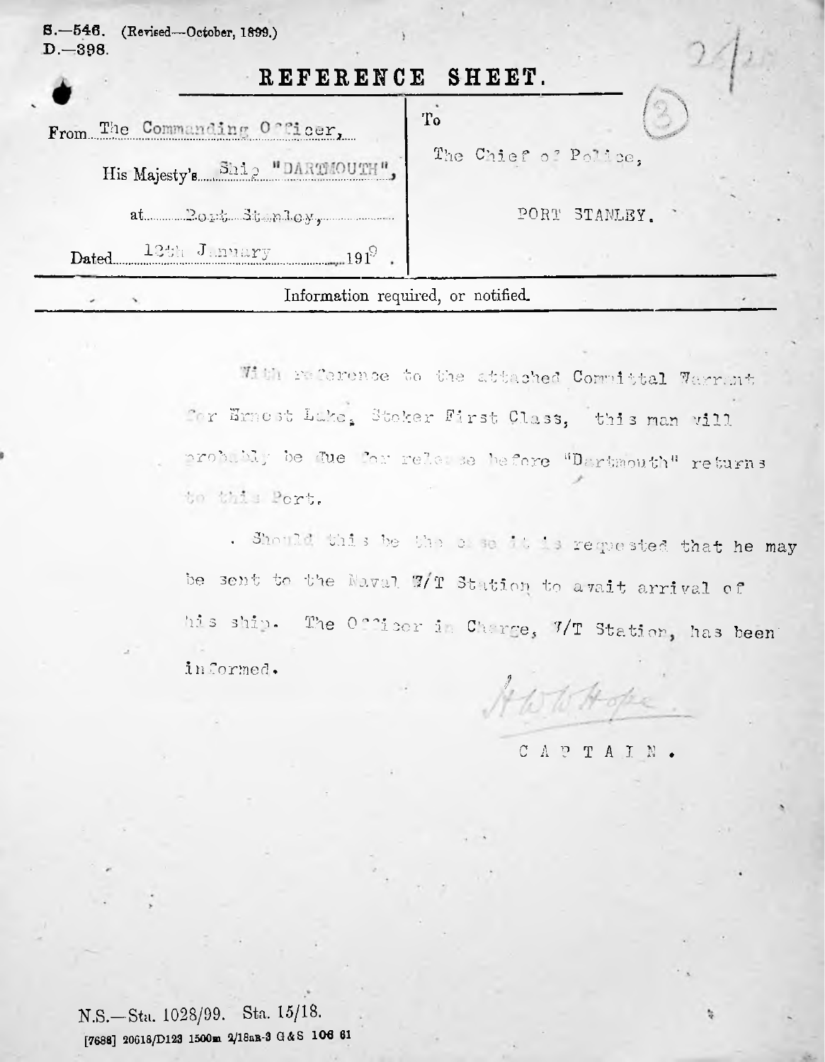S.—546. (Revised—October, 1899.)
D.—398.

# REFERENCE SHEET.

| From The Commanding Officer, His Majesty's Ship "DARTMOUTH", at Port Stanley, Dated 13th January 1919. | To The Chief of Police, PORT STANLEY. |
| --- | --- |

Information required, or notified.

With reference to the attached Committal Warrant for Ernest Lake, Stoker First Class, this man will probably be due for release before "Dartmouth" returns to this Port.

Should this be the case it is requested that he may be sent to the Naval W/T Station to await arrival of his ship. The Officer in Charge, W/T Station, has been informed.

H W W Hope

CAPTAIN.

N.S.—Sta. 1028/99. Sta. 15/18.
[7688] 20618/D123 1500m 2/18an-3 G&S 106 61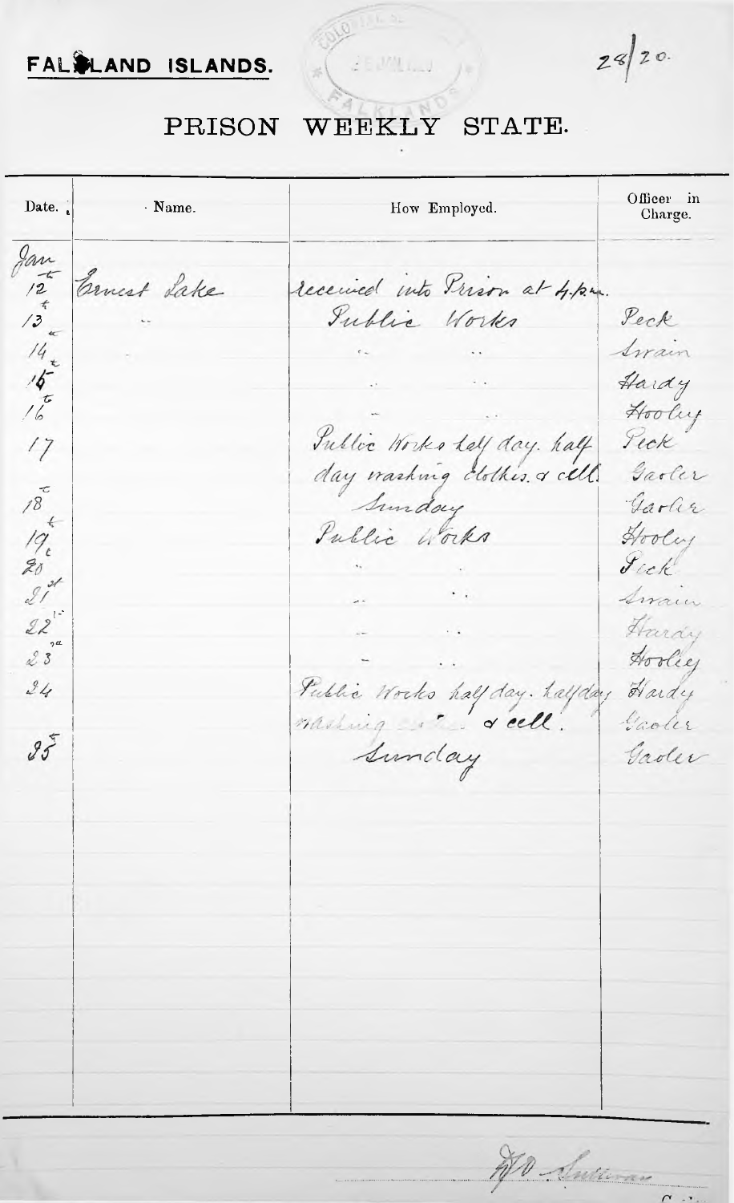**FALKLAND ISLANDS.**

28/20.

# PRISON WEEKLY STATE.

| Date. | Name. | How Employed. | Officer in Charge. |
|---|---|---|---|
| Jan 12 | Ernest Lake | received into Prison at 4 p.m. | |
| 13 | .. | Public Works | Peck |
| 14 | | .. .. | Swain |
| 15 | | .. .. | Hardy |
| 16 | | .. .. | Hooley |
| 17 | | Public Works half day. half day washing clothes & cell | Peck Gaoler |
| 18 | | Sunday | Gaoler |
| 19 | | Public Works | Hooley |
| 20 | | .. .. | Peck |
| 21 | | .. .. | Swain |
| 22 | | .. .. | Hardy |
| 23 | | .. .. | Hooley |
| 24 | | Public Works half day. half day washing clothes & cell. | Hardy Gaoler |
| 25 | | Sunday | Gaoler |

W.O. Sullivan
Gaoler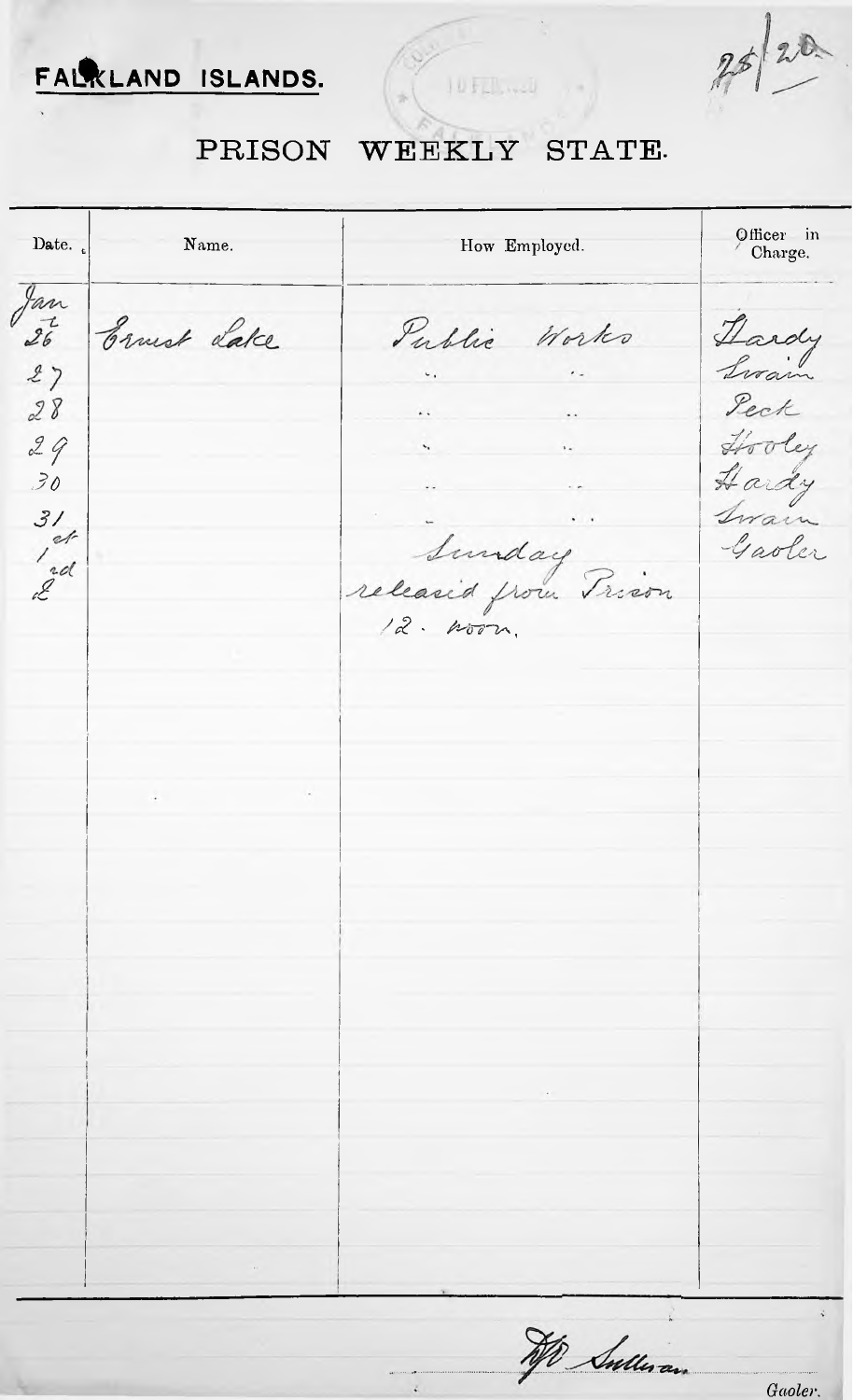FALKLAND ISLANDS.

25/20

# PRISON WEEKLY STATE.

| Date. | Name. | How Employed. | Officer in Charge. |
|---|---|---|---|
| Jan 26 | Ernest Lake | Public Works | Hardy |
| 27 | | .. .. | Swain |
| 28 | | .. .. | Peck |
| 29 | | .. .. | Hooley |
| 30 | | .. .. | Hardy |
| 31 | | .. .. | Swain |
| 1st | | Sunday | Gaoler |
| 2nd | | released from Prison 12. noon. | |

W Sullivan

Gaoler.